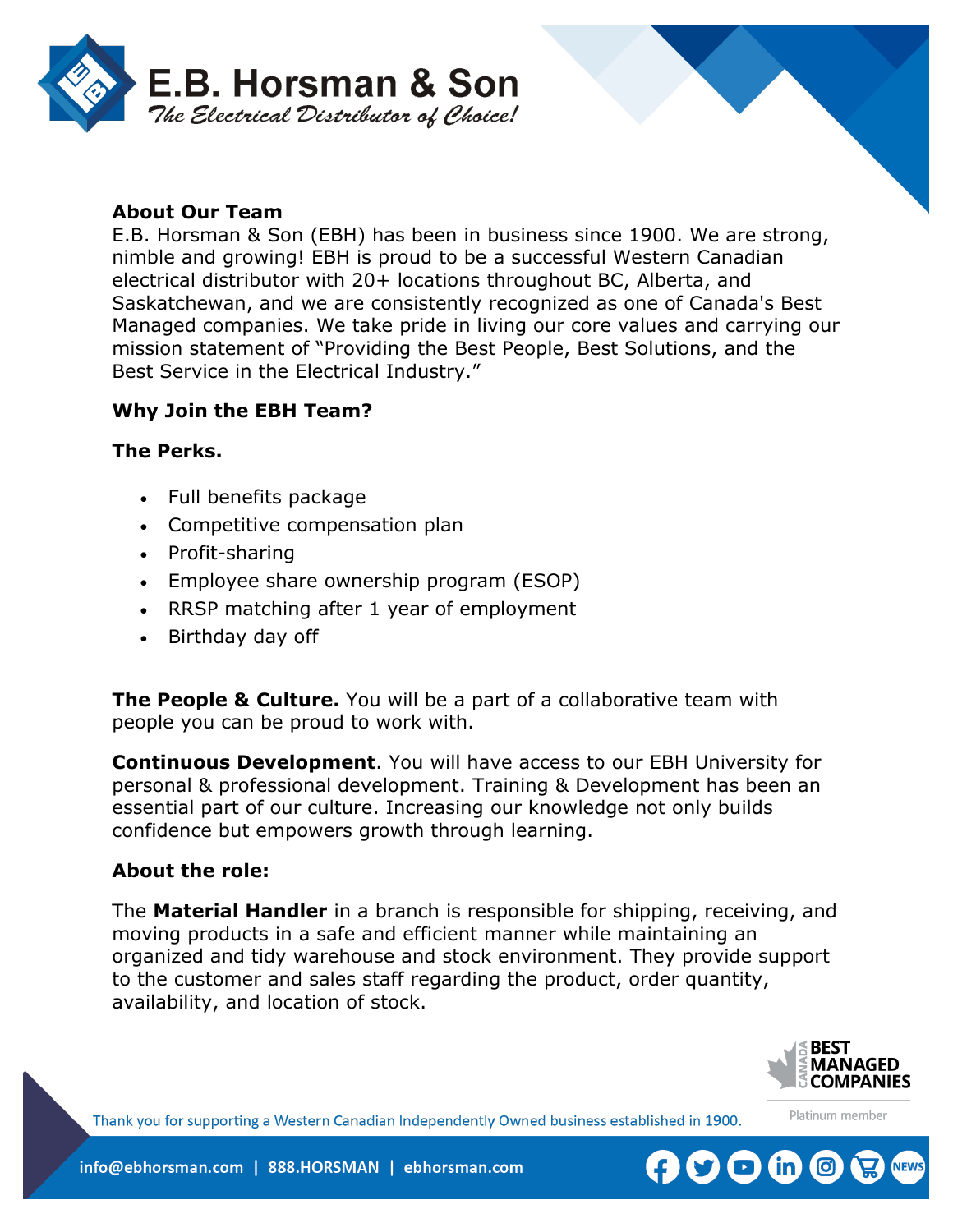# E.B. Horsman & Son

*The Electrical Distributor of Choice!*

**About Our Team**

E.B. Horsman & Son (EBH) has been in business since 1900. We are strong, nimble and growing! EBH is proud to be a successful Western Canadian electrical distributor with 20+ locations throughout BC, Alberta, and Saskatchewan, and we are consistently recognized as one of Canada's Best Managed companies. We take pride in living our core values and carrying our mission statement of "Providing the Best People, Best Solutions, and the Best Service in the Electrical Industry."

**Why Join the EBH Team?**

**The Perks.**

- Full benefits package
- Competitive compensation plan
- Profit-sharing
- Employee share ownership program (ESOP)
- RRSP matching after 1 year of employment
- Birthday day off

**The People & Culture.** You will be a part of a collaborative team with people you can be proud to work with.

**Continuous Development**. You will have access to our EBH University for personal & professional development. Training & Development has been an essential part of our culture. Increasing our knowledge not only builds confidence but empowers growth through learning.

**About the role:**

The **Material Handler** in a branch is responsible for shipping, receiving, and moving products in a safe and efficient manner while maintaining an organized and tidy warehouse and stock environment. They provide support to the customer and sales staff regarding the product, order quantity, availability, and location of stock.

Canada Best Managed Companies – Platinum member

Thank you for supporting a Western Canadian Independently Owned business established in 1900.

info@ebhorsman.com | 888.HORSMAN | ebhorsman.com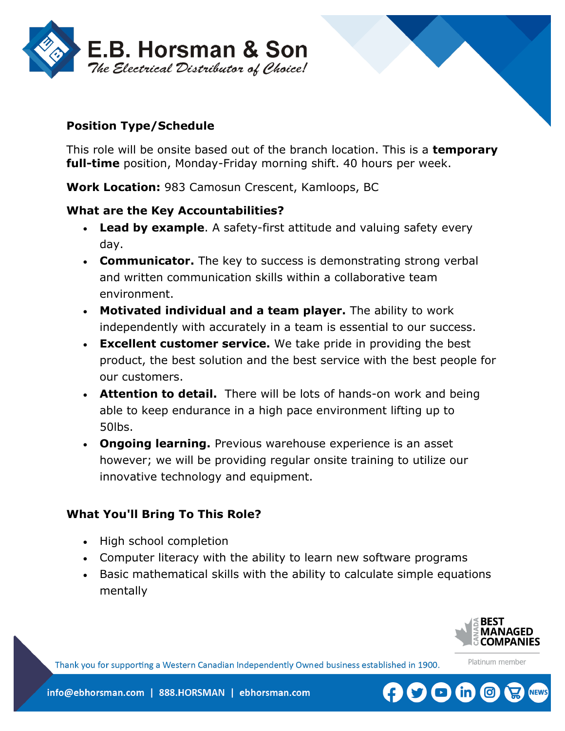### Position Type/Schedule

This role will be onsite based out of the branch location. This is a **temporary full-time** position, Monday-Friday morning shift. 40 hours per week.

**Work Location:** 983 Camosun Crescent, Kamloops, BC

### What are the Key Accountabilities?

- **Lead by example**. A safety-first attitude and valuing safety every day.
- **Communicator.** The key to success is demonstrating strong verbal and written communication skills within a collaborative team environment.
- **Motivated individual and a team player.** The ability to work independently with accurately in a team is essential to our success.
- **Excellent customer service.** We take pride in providing the best product, the best solution and the best service with the best people for our customers.
- **Attention to detail.** There will be lots of hands-on work and being able to keep endurance in a high pace environment lifting up to 50lbs.
- **Ongoing learning.** Previous warehouse experience is an asset however; we will be providing regular onsite training to utilize our innovative technology and equipment.

### What You'll Bring To This Role?

- High school completion
- Computer literacy with the ability to learn new software programs
- Basic mathematical skills with the ability to calculate simple equations mentally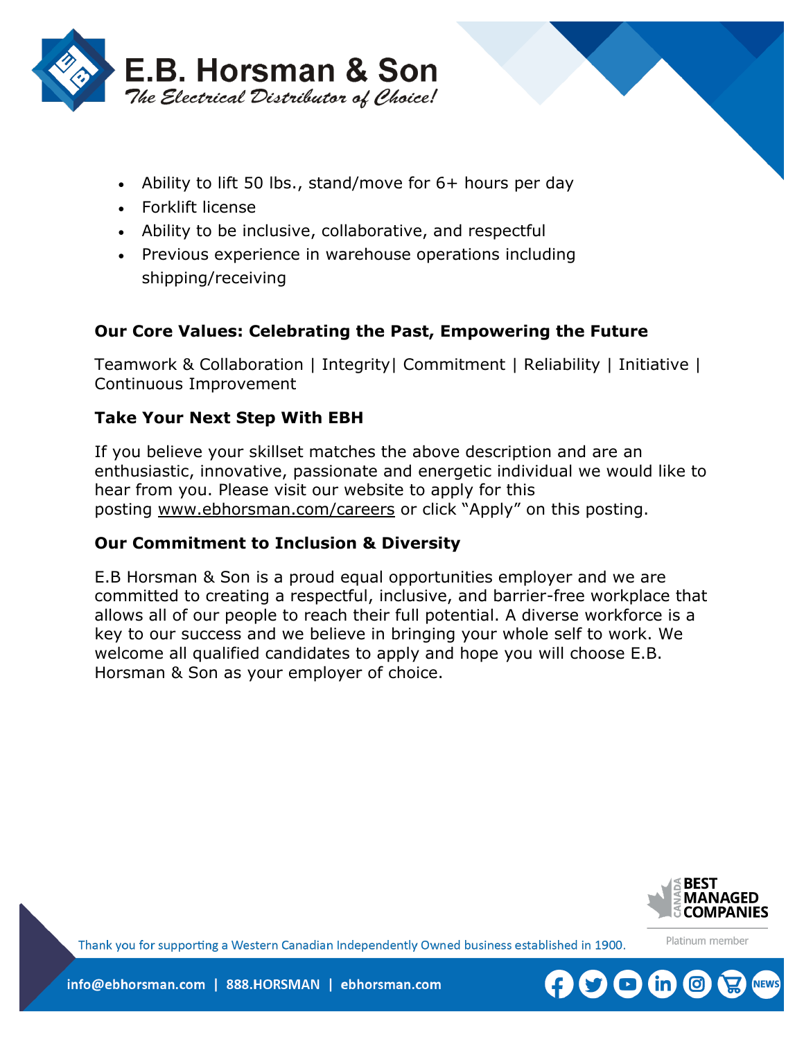- Ability to lift 50 lbs., stand/move for 6+ hours per day
- Forklift license
- Ability to be inclusive, collaborative, and respectful
- Previous experience in warehouse operations including shipping/receiving

**Our Core Values: Celebrating the Past, Empowering the Future**

Teamwork & Collaboration | Integrity| Commitment | Reliability | Initiative | Continuous Improvement

**Take Your Next Step With EBH**

If you believe your skillset matches the above description and are an enthusiastic, innovative, passionate and energetic individual we would like to hear from you. Please visit our website to apply for this posting www.ebhorsman.com/careers or click "Apply" on this posting.

**Our Commitment to Inclusion & Diversity**

E.B Horsman & Son is a proud equal opportunities employer and we are committed to creating a respectful, inclusive, and barrier-free workplace that allows all of our people to reach their full potential. A diverse workforce is a key to our success and we believe in bringing your whole self to work. We welcome all qualified candidates to apply and hope you will choose E.B. Horsman & Son as your employer of choice.